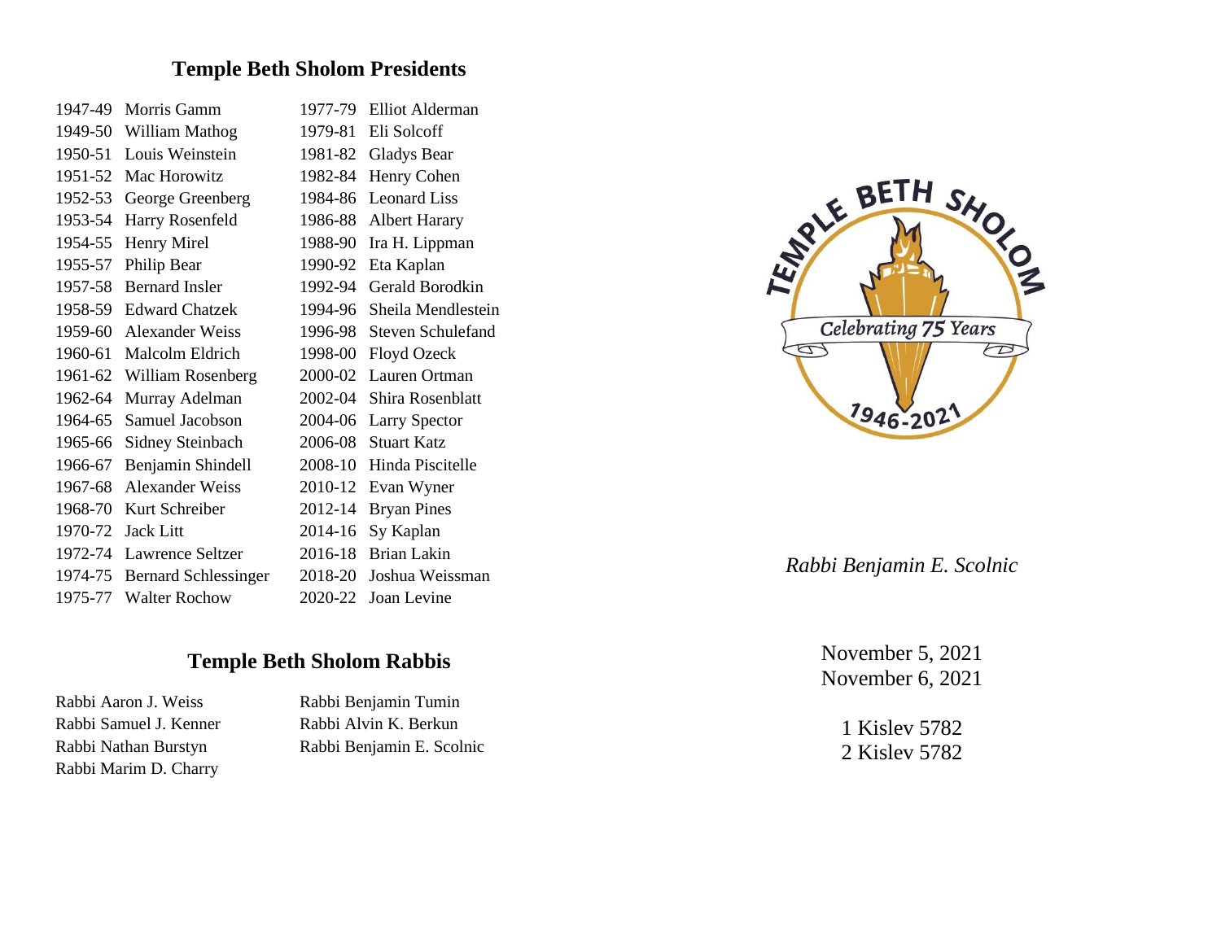## Temple Beth Sholom Presidents

| | | | |
|---|---|---|---|
| 1947-49 | Morris Gamm | 1977-79 | Elliot Alderman |
| 1949-50 | William Mathog | 1979-81 | Eli Solcoff |
| 1950-51 | Louis Weinstein | 1981-82 | Gladys Bear |
| 1951-52 | Mac Horowitz | 1982-84 | Henry Cohen |
| 1952-53 | George Greenberg | 1984-86 | Leonard Liss |
| 1953-54 | Harry Rosenfeld | 1986-88 | Albert Harary |
| 1954-55 | Henry Mirel | 1988-90 | Ira H. Lippman |
| 1955-57 | Philip Bear | 1990-92 | Eta Kaplan |
| 1957-58 | Bernard Insler | 1992-94 | Gerald Borodkin |
| 1958-59 | Edward Chatzek | 1994-96 | Sheila Mendlestein |
| 1959-60 | Alexander Weiss | 1996-98 | Steven Schulefand |
| 1960-61 | Malcolm Eldrich | 1998-00 | Floyd Ozeck |
| 1961-62 | William Rosenberg | 2000-02 | Lauren Ortman |
| 1962-64 | Murray Adelman | 2002-04 | Shira Rosenblatt |
| 1964-65 | Samuel Jacobson | 2004-06 | Larry Spector |
| 1965-66 | Sidney Steinbach | 2006-08 | Stuart Katz |
| 1966-67 | Benjamin Shindell | 2008-10 | Hinda Piscitelle |
| 1967-68 | Alexander Weiss | 2010-12 | Evan Wyner |
| 1968-70 | Kurt Schreiber | 2012-14 | Bryan Pines |
| 1970-72 | Jack Litt | 2014-16 | Sy Kaplan |
| 1972-74 | Lawrence Seltzer | 2016-18 | Brian Lakin |
| 1974-75 | Bernard Schlessinger | 2018-20 | Joshua Weissman |
| 1975-77 | Walter Rochow | 2020-22 | Joan Levine |

## Temple Beth Sholom Rabbis

Rabbi Aaron J. Weiss
Rabbi Samuel J. Kenner
Rabbi Nathan Burstyn
Rabbi Marim D. Charry
Rabbi Benjamin Tumin
Rabbi Alvin K. Berkun
Rabbi Benjamin E. Scolnic

TEMPLE BETH SHOLOM
Celebrating 75 Years
1946-2021

*Rabbi Benjamin E. Scolnic*

November 5, 2021
November 6, 2021

1 Kislev 5782
2 Kislev 5782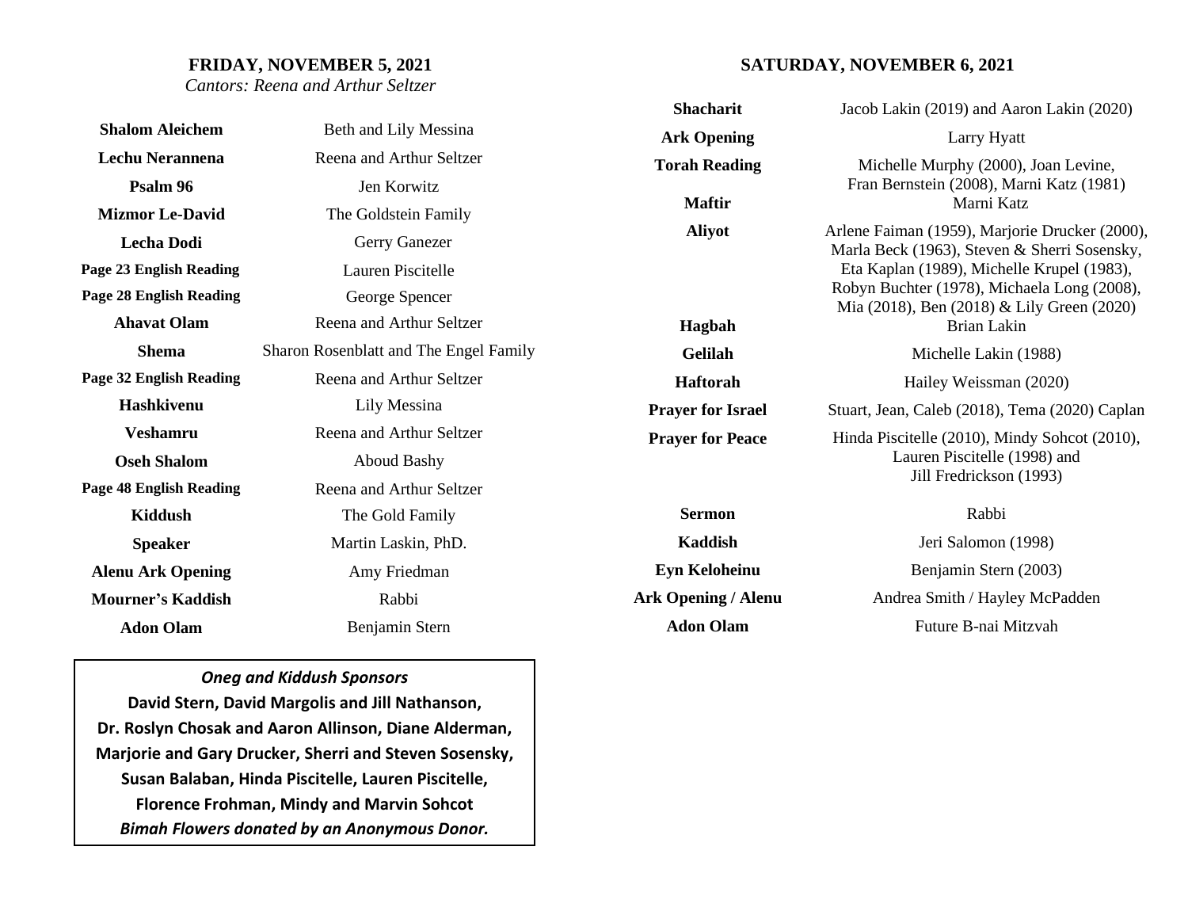## FRIDAY, NOVEMBER 5, 2021

*Cantors: Reena and Arthur Seltzer*

| | |
|---|---|
| **Shalom Aleichem** | Beth and Lily Messina |
| **Lechu Nerannena** | Reena and Arthur Seltzer |
| **Psalm 96** | Jen Korwitz |
| **Mizmor Le-David** | The Goldstein Family |
| **Lecha Dodi** | Gerry Ganezer |
| **Page 23 English Reading** | Lauren Piscitelle |
| **Page 28 English Reading** | George Spencer |
| **Ahavat Olam** | Reena and Arthur Seltzer |
| **Shema** | Sharon Rosenblatt and The Engel Family |
| **Page 32 English Reading** | Reena and Arthur Seltzer |
| **Hashkivenu** | Lily Messina |
| **Veshamru** | Reena and Arthur Seltzer |
| **Oseh Shalom** | Aboud Bashy |
| **Page 48 English Reading** | Reena and Arthur Seltzer |
| **Kiddush** | The Gold Family |
| **Speaker** | Martin Laskin, PhD. |
| **Alenu Ark Opening** | Amy Friedman |
| **Mourner's Kaddish** | Rabbi |
| **Adon Olam** | Benjamin Stern |

***Oneg and Kiddush Sponsors***

**David Stern, David Margolis and Jill Nathanson,**
**Dr. Roslyn Chosak and Aaron Allinson, Diane Alderman,**
**Marjorie and Gary Drucker, Sherri and Steven Sosensky,**
**Susan Balaban, Hinda Piscitelle, Lauren Piscitelle,**
**Florence Frohman, Mindy and Marvin Sohcot**

***Bimah Flowers donated by an Anonymous Donor.***

## SATURDAY, NOVEMBER 6, 2021

| | |
|---|---|
| **Shacharit** | Jacob Lakin (2019) and Aaron Lakin (2020) |
| **Ark Opening** | Larry Hyatt |
| **Torah Reading** | Michelle Murphy (2000), Joan Levine, Fran Bernstein (2008), Marni Katz (1981) |
| **Maftir** | Marni Katz |
| **Aliyot** | Arlene Faiman (1959), Marjorie Drucker (2000), Marla Beck (1963), Steven & Sherri Sosensky, Eta Kaplan (1989), Michelle Krupel (1983), Robyn Buchter (1978), Michaela Long (2008), Mia (2018), Ben (2018) & Lily Green (2020) |
| **Hagbah** | Brian Lakin |
| **Gelilah** | Michelle Lakin (1988) |
| **Haftorah** | Hailey Weissman (2020) |
| **Prayer for Israel** | Stuart, Jean, Caleb (2018), Tema (2020) Caplan |
| **Prayer for Peace** | Hinda Piscitelle (2010), Mindy Sohcot (2010), Lauren Piscitelle (1998) and Jill Fredrickson (1993) |
| **Sermon** | Rabbi |
| **Kaddish** | Jeri Salomon (1998) |
| **Eyn Keloheinu** | Benjamin Stern (2003) |
| **Ark Opening / Alenu** | Andrea Smith / Hayley McPadden |
| **Adon Olam** | Future B-nai Mitzvah |